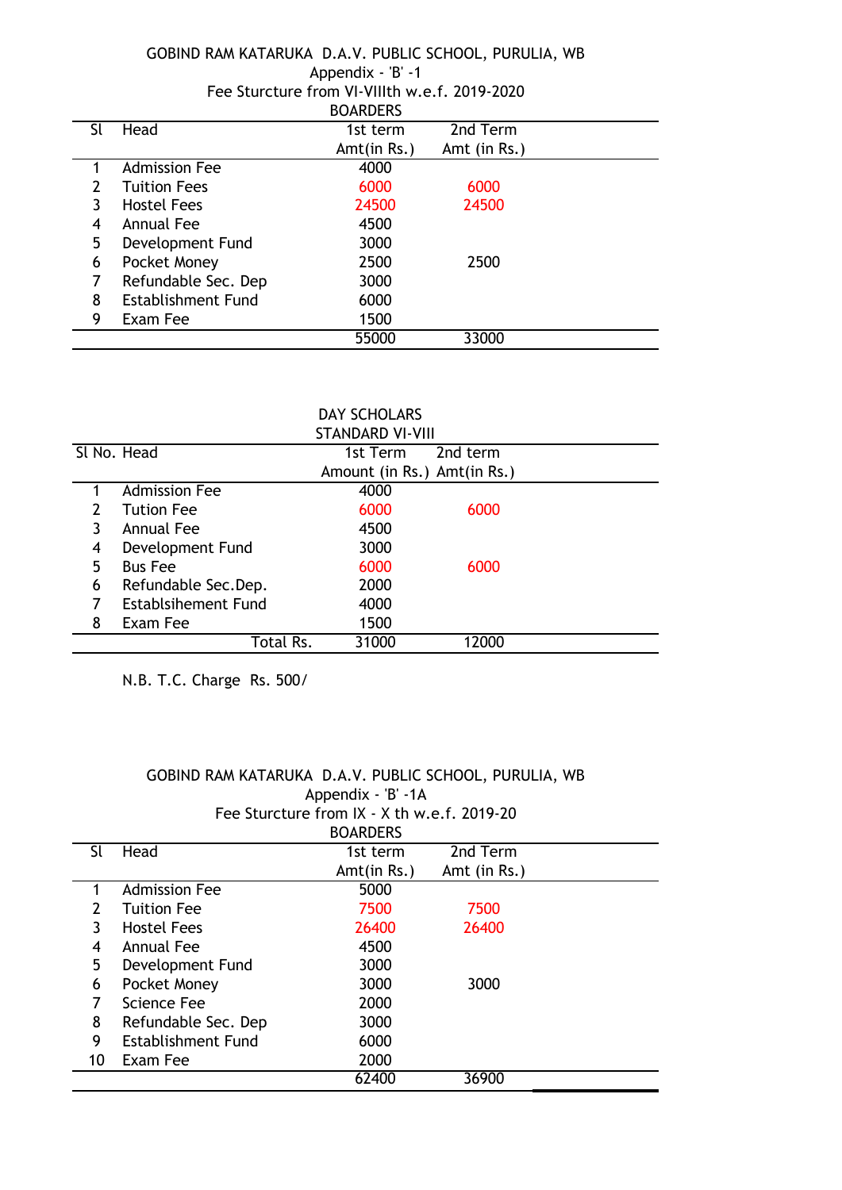GOBIND RAM KATARUKA D.A.V. PUBLIC SCHOOL, PURULIA, WB

Appendix - 'B' -1

Fee Sturcture from VI-VIIIth w.e.f. 2019-2020

BOARDERS

| Sl | Head | 1st term Amt(in Rs.) | 2nd Term Amt (in Rs.) |
|---|---|---|---|
| 1 | Admission Fee | 4000 | |
| 2 | Tuition Fees | 6000 | 6000 |
| 3 | Hostel Fees | 24500 | 24500 |
| 4 | Annual Fee | 4500 | |
| 5 | Development Fund | 3000 | |
| 6 | Pocket Money | 2500 | 2500 |
| 7 | Refundable Sec. Dep | 3000 | |
| 8 | Establishment Fund | 6000 | |
| 9 | Exam Fee | 1500 | |
| | | 55000 | 33000 |

DAY SCHOLARS

STANDARD VI-VIII

| Sl No. | Head | 1st Term Amount (in Rs.) | 2nd term Amt(in Rs.) |
|---|---|---|---|
| 1 | Admission Fee | 4000 | |
| 2 | Tution Fee | 6000 | 6000 |
| 3 | Annual Fee | 4500 | |
| 4 | Development Fund | 3000 | |
| 5 | Bus Fee | 6000 | 6000 |
| 6 | Refundable Sec.Dep. | 2000 | |
| 7 | Establsihement Fund | 4000 | |
| 8 | Exam Fee | 1500 | |
| | Total Rs. | 31000 | 12000 |

N.B. T.C. Charge Rs. 500/

GOBIND RAM KATARUKA D.A.V. PUBLIC SCHOOL, PURULIA, WB

Appendix - 'B' -1A

Fee Sturcture from IX - X th w.e.f. 2019-20

BOARDERS

| Sl | Head | 1st term Amt(in Rs.) | 2nd Term Amt (in Rs.) |
|---|---|---|---|
| 1 | Admission Fee | 5000 | |
| 2 | Tuition Fee | 7500 | 7500 |
| 3 | Hostel Fees | 26400 | 26400 |
| 4 | Annual Fee | 4500 | |
| 5 | Development Fund | 3000 | |
| 6 | Pocket Money | 3000 | 3000 |
| 7 | Science Fee | 2000 | |
| 8 | Refundable Sec. Dep | 3000 | |
| 9 | Establishment Fund | 6000 | |
| 10 | Exam Fee | 2000 | |
| | | 62400 | 36900 |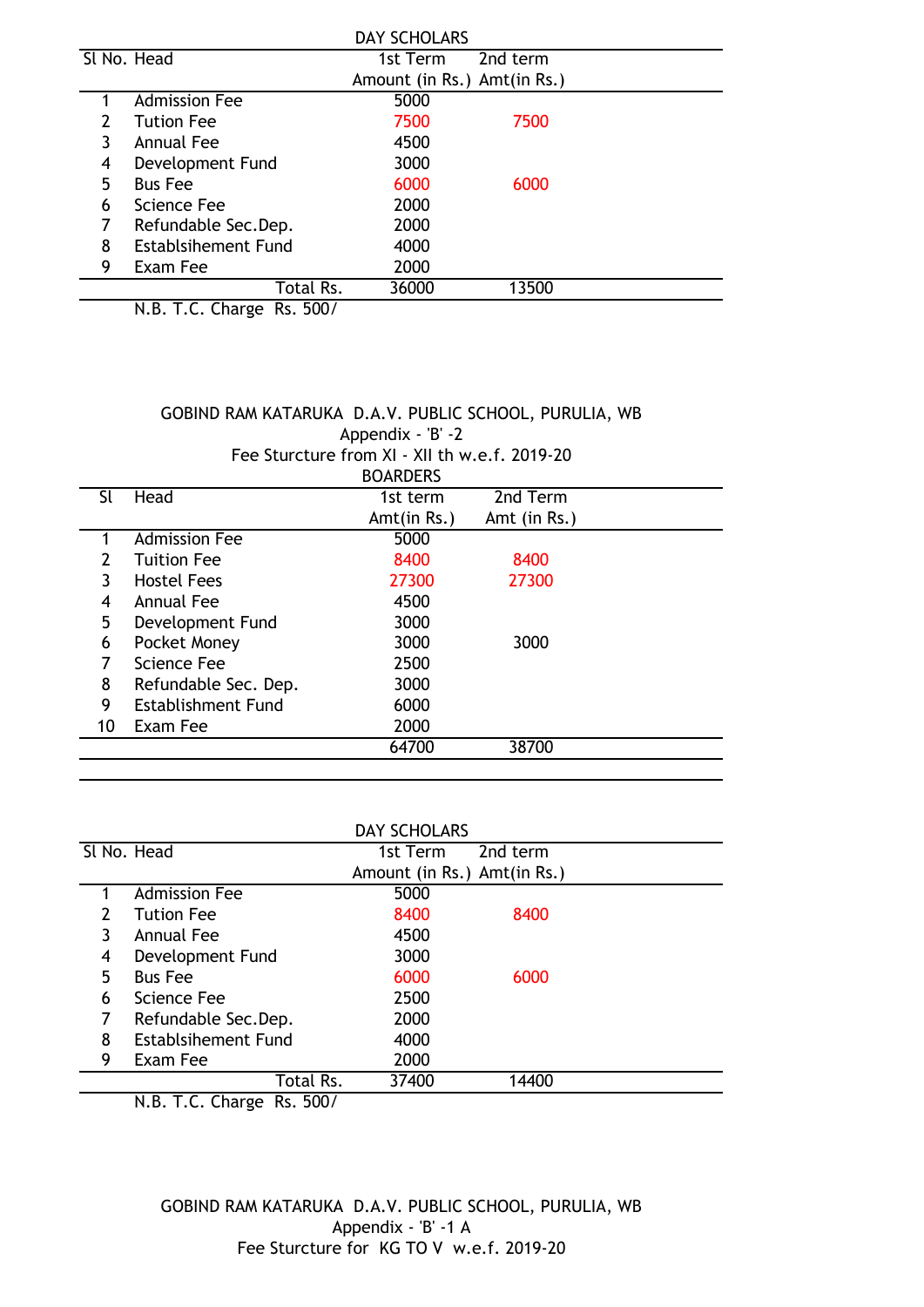DAY SCHOLARS

| Sl No. | Head | 1st Term Amount (in Rs.) | 2nd term Amt(in Rs.) |
|---|---|---|---|
| 1 | Admission Fee | 5000 | |
| 2 | Tution Fee | 7500 | 7500 |
| 3 | Annual Fee | 4500 | |
| 4 | Development Fund | 3000 | |
| 5 | Bus Fee | 6000 | 6000 |
| 6 | Science Fee | 2000 | |
| 7 | Refundable Sec.Dep. | 2000 | |
| 8 | Establsihement Fund | 4000 | |
| 9 | Exam Fee | 2000 | |
| | Total Rs. | 36000 | 13500 |

N.B. T.C. Charge Rs. 500/

GOBIND RAM KATARUKA D.A.V. PUBLIC SCHOOL, PURULIA, WB

Appendix - 'B' -2

Fee Sturcture from XI - XII th w.e.f. 2019-20

BOARDERS

| Sl | Head | 1st term Amt(in Rs.) | 2nd Term Amt (in Rs.) |
|---|---|---|---|
| 1 | Admission Fee | 5000 | |
| 2 | Tuition Fee | 8400 | 8400 |
| 3 | Hostel Fees | 27300 | 27300 |
| 4 | Annual Fee | 4500 | |
| 5 | Development Fund | 3000 | |
| 6 | Pocket Money | 3000 | 3000 |
| 7 | Science Fee | 2500 | |
| 8 | Refundable Sec. Dep. | 3000 | |
| 9 | Establishment Fund | 6000 | |
| 10 | Exam Fee | 2000 | |
| | | 64700 | 38700 |

DAY SCHOLARS

| Sl No. | Head | 1st Term Amount (in Rs.) | 2nd term Amt(in Rs.) |
|---|---|---|---|
| 1 | Admission Fee | 5000 | |
| 2 | Tution Fee | 8400 | 8400 |
| 3 | Annual Fee | 4500 | |
| 4 | Development Fund | 3000 | |
| 5 | Bus Fee | 6000 | 6000 |
| 6 | Science Fee | 2500 | |
| 7 | Refundable Sec.Dep. | 2000 | |
| 8 | Establsihement Fund | 4000 | |
| 9 | Exam Fee | 2000 | |
| | Total Rs. | 37400 | 14400 |

N.B. T.C. Charge Rs. 500/

GOBIND RAM KATARUKA D.A.V. PUBLIC SCHOOL, PURULIA, WB

Appendix - 'B' -1 A

Fee Sturcture for KG TO V w.e.f. 2019-20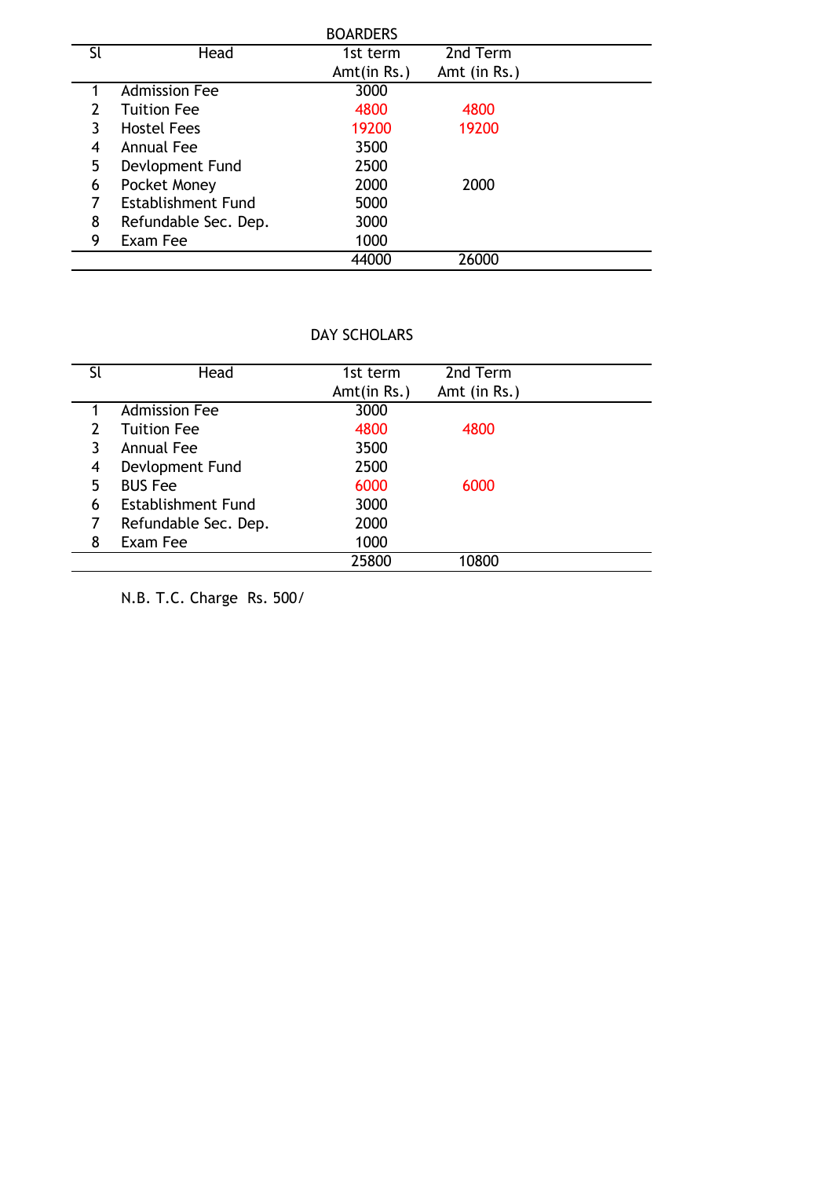## BOARDERS

| Sl | Head | 1st term Amt(in Rs.) | 2nd Term Amt (in Rs.) |
|---|---|---|---|
| 1 | Admission Fee | 3000 | |
| 2 | Tuition Fee | 4800 | 4800 |
| 3 | Hostel Fees | 19200 | 19200 |
| 4 | Annual Fee | 3500 | |
| 5 | Devlopment Fund | 2500 | |
| 6 | Pocket Money | 2000 | 2000 |
| 7 | Establishment Fund | 5000 | |
| 8 | Refundable Sec. Dep. | 3000 | |
| 9 | Exam Fee | 1000 | |
| | | 44000 | 26000 |

## DAY SCHOLARS

| Sl | Head | 1st term Amt(in Rs.) | 2nd Term Amt (in Rs.) |
|---|---|---|---|
| 1 | Admission Fee | 3000 | |
| 2 | Tuition Fee | 4800 | 4800 |
| 3 | Annual Fee | 3500 | |
| 4 | Devlopment Fund | 2500 | |
| 5 | BUS Fee | 6000 | 6000 |
| 6 | Establishment Fund | 3000 | |
| 7 | Refundable Sec. Dep. | 2000 | |
| 8 | Exam Fee | 1000 | |
| | | 25800 | 10800 |

N.B. T.C. Charge Rs. 500/